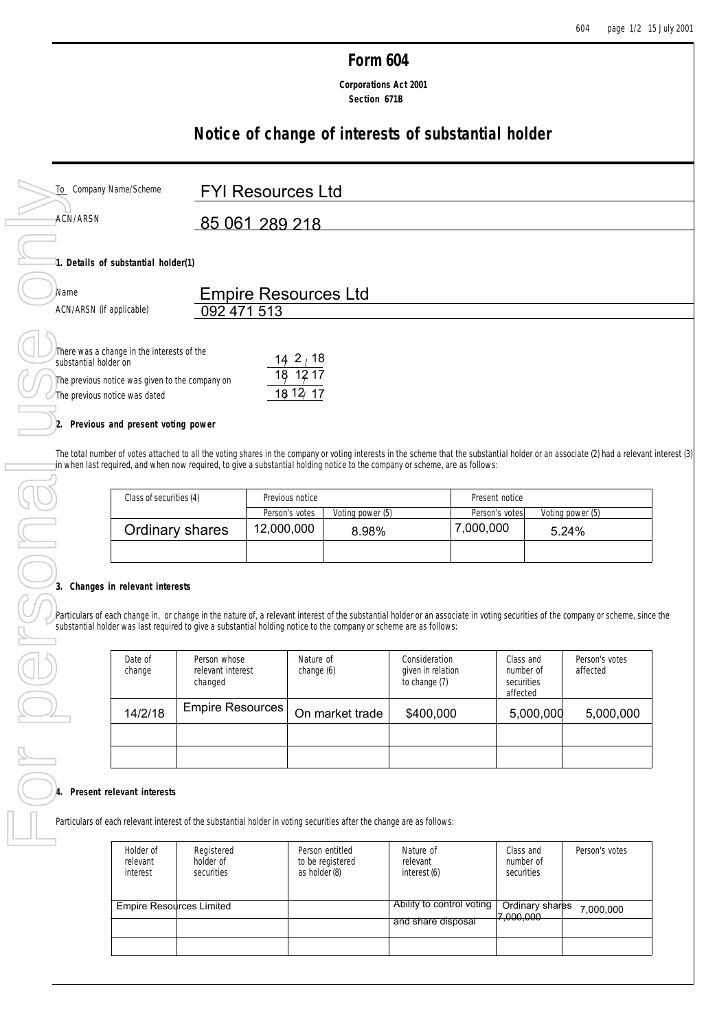# Form 604

**Corporations Act 2001**
**Section 671B**

## Notice of change of interests of substantial holder

To Company Name/Scheme: FYI Resources Ltd

ACN/ARSN: 85 061 289 218

### 1. Details of substantial holder(1)

Name: Empire Resources Ltd

ACN/ARSN (if applicable): 092 471 513

There was a change in the interests of the substantial holder on: 14 / 2 / 18

The previous notice was given to the company on: 18 / 12 / 17

The previous notice was dated: 18 / 12 / 17

### 2. Previous and present voting power

The total number of votes attached to all the voting shares in the company or voting interests in the scheme that the substantial holder or an associate (2) had a relevant interest (3) in when last required, and when now required, to give a substantial holding notice to the company or scheme, are as follows:

| Class of securities (4) | Previous notice | | Present notice | |
|---|---|---|---|---|
| | Person's votes | Voting power (5) | Person's votes | Voting power (5) |
| Ordinary shares | 12,000,000 | 8.98% | 7,000,000 | 5.24% |
| | | | | |

### 3. Changes in relevant interests

Particulars of each change in, or change in the nature of, a relevant interest of the substantial holder or an associate in voting securities of the company or scheme, since the substantial holder was last required to give a substantial holding notice to the company or scheme are as follows:

| Date of change | Person whose relevant interest changed | Nature of change (6) | Consideration given in relation to change (7) | Class and number of securities affected | Person's votes affected |
|---|---|---|---|---|---|
| 14/2/18 | Empire Resources | On market trade | $400,000 | 5,000,000 | 5,000,000 |
| | | | | | |
| | | | | | |

### 4. Present relevant interests

Particulars of each relevant interest of the substantial holder in voting securities after the change are as follows:

| Holder of relevant interest | Registered holder of securities | Person entitled to be registered as holder (8) | Nature of relevant interest (6) | Class and number of securities | Person's votes |
|---|---|---|---|---|---|
| Empire Resources Limited | | | Ability to control voting and share disposal | Ordinary shares 7,000,000 | 7,000,000 |
| | | | | | |
| | | | | | |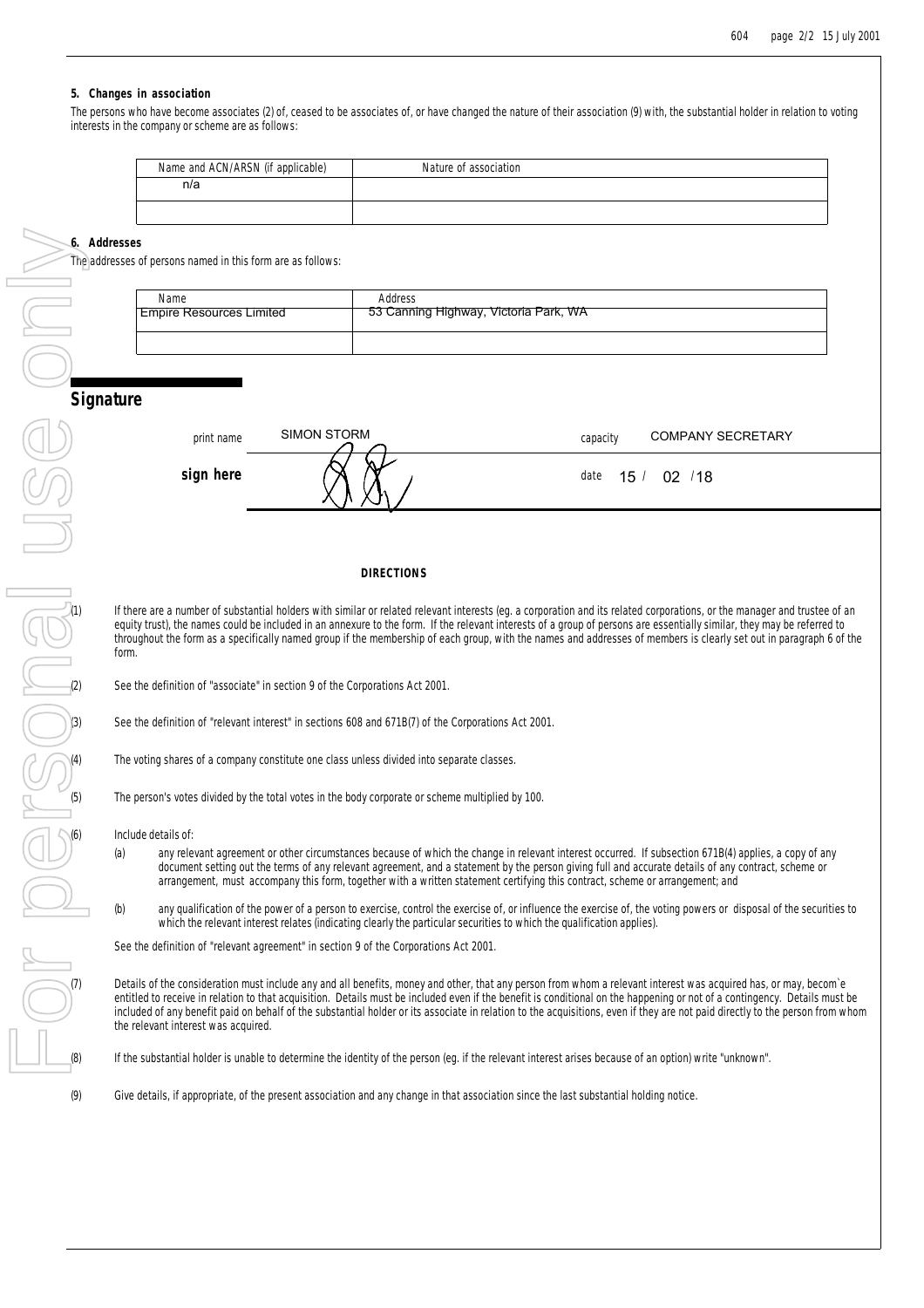### 5. Changes in association

The persons who have become associates (2) of, ceased to be associates of, or have changed the nature of their association (9) with, the substantial holder in relation to voting interests in the company or scheme are as follows:

| Name and ACN/ARSN (if applicable) | Nature of association |
|---|---|
| n/a | |
| | |

### 6. Addresses

The addresses of persons named in this form are as follows:

| Name | Address |
|---|---|
| Empire Resources Limited | 53 Canning Highway, Victoria Park, WA |
| | |

## Signature

print name SIMON STORM    capacity COMPANY SECRETARY

**sign here**    date 15 / 02 /18

#### DIRECTIONS

(1) If there are a number of substantial holders with similar or related relevant interests (eg. a corporation and its related corporations, or the manager and trustee of an equity trust), the names could be included in an annexure to the form. If the relevant interests of a group of persons are essentially similar, they may be referred to throughout the form as a specifically named group if the membership of each group, with the names and addresses of members is clearly set out in paragraph 6 of the form.

(2) See the definition of "associate" in section 9 of the Corporations Act 2001.

(3) See the definition of "relevant interest" in sections 608 and 671B(7) of the Corporations Act 2001.

(4) The voting shares of a company constitute one class unless divided into separate classes.

(5) The person's votes divided by the total votes in the body corporate or scheme multiplied by 100.

(6) Include details of:

(a) any relevant agreement or other circumstances because of which the change in relevant interest occurred. If subsection 671B(4) applies, a copy of any document setting out the terms of any relevant agreement, and a statement by the person giving full and accurate details of any contract, scheme or arrangement, must accompany this form, together with a written statement certifying this contract, scheme or arrangement; and

(b) any qualification of the power of a person to exercise, control the exercise of, or influence the exercise of, the voting powers or disposal of the securities to which the relevant interest relates (indicating clearly the particular securities to which the qualification applies).

See the definition of "relevant agreement" in section 9 of the Corporations Act 2001.

(7) Details of the consideration must include any and all benefits, money and other, that any person from whom a relevant interest was acquired has, or may, becom`e entitled to receive in relation to that acquisition. Details must be included even if the benefit is conditional on the happening or not of a contingency. Details must be included of any benefit paid on behalf of the substantial holder or its associate in relation to the acquisitions, even if they are not paid directly to the person from whom the relevant interest was acquired.

(8) If the substantial holder is unable to determine the identity of the person (eg. if the relevant interest arises because of an option) write "unknown".

(9) Give details, if appropriate, of the present association and any change in that association since the last substantial holding notice.